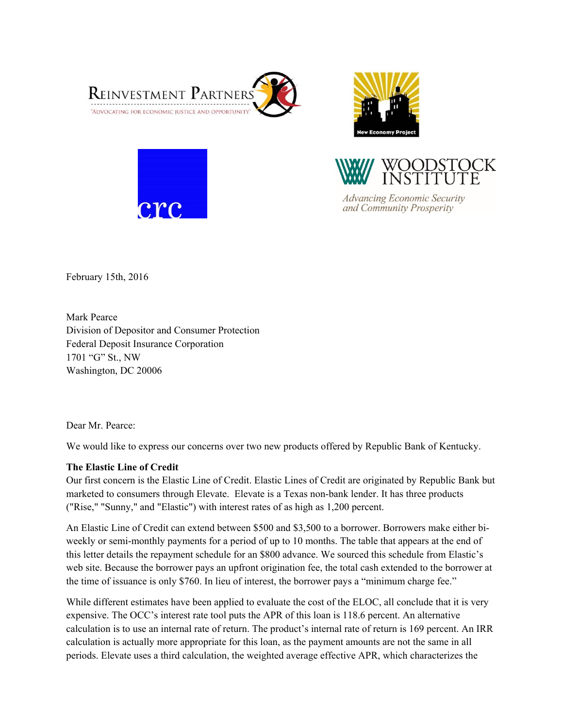REINVESTMENT PARTNERS
"ADVOCATING FOR ECONOMIC JUSTICE AND OPPORTUNITY"

New Economy Project

crc

WOODSTOCK INSTITUTE
*Advancing Economic Security and Community Prosperity*

February 15th, 2016

Mark Pearce
Division of Depositor and Consumer Protection
Federal Deposit Insurance Corporation
1701 "G" St., NW
Washington, DC 20006

Dear Mr. Pearce:

We would like to express our concerns over two new products offered by Republic Bank of Kentucky.

**The Elastic Line of Credit**

Our first concern is the Elastic Line of Credit. Elastic Lines of Credit are originated by Republic Bank but marketed to consumers through Elevate. Elevate is a Texas non-bank lender. It has three products ("Rise," "Sunny," and "Elastic") with interest rates of as high as 1,200 percent.

An Elastic Line of Credit can extend between $500 and $3,500 to a borrower. Borrowers make either bi-weekly or semi-monthly payments for a period of up to 10 months. The table that appears at the end of this letter details the repayment schedule for an $800 advance. We sourced this schedule from Elastic's web site. Because the borrower pays an upfront origination fee, the total cash extended to the borrower at the time of issuance is only $760. In lieu of interest, the borrower pays a "minimum charge fee."

While different estimates have been applied to evaluate the cost of the ELOC, all conclude that it is very expensive. The OCC's interest rate tool puts the APR of this loan is 118.6 percent. An alternative calculation is to use an internal rate of return. The product's internal rate of return is 169 percent. An IRR calculation is actually more appropriate for this loan, as the payment amounts are not the same in all periods. Elevate uses a third calculation, the weighted average effective APR, which characterizes the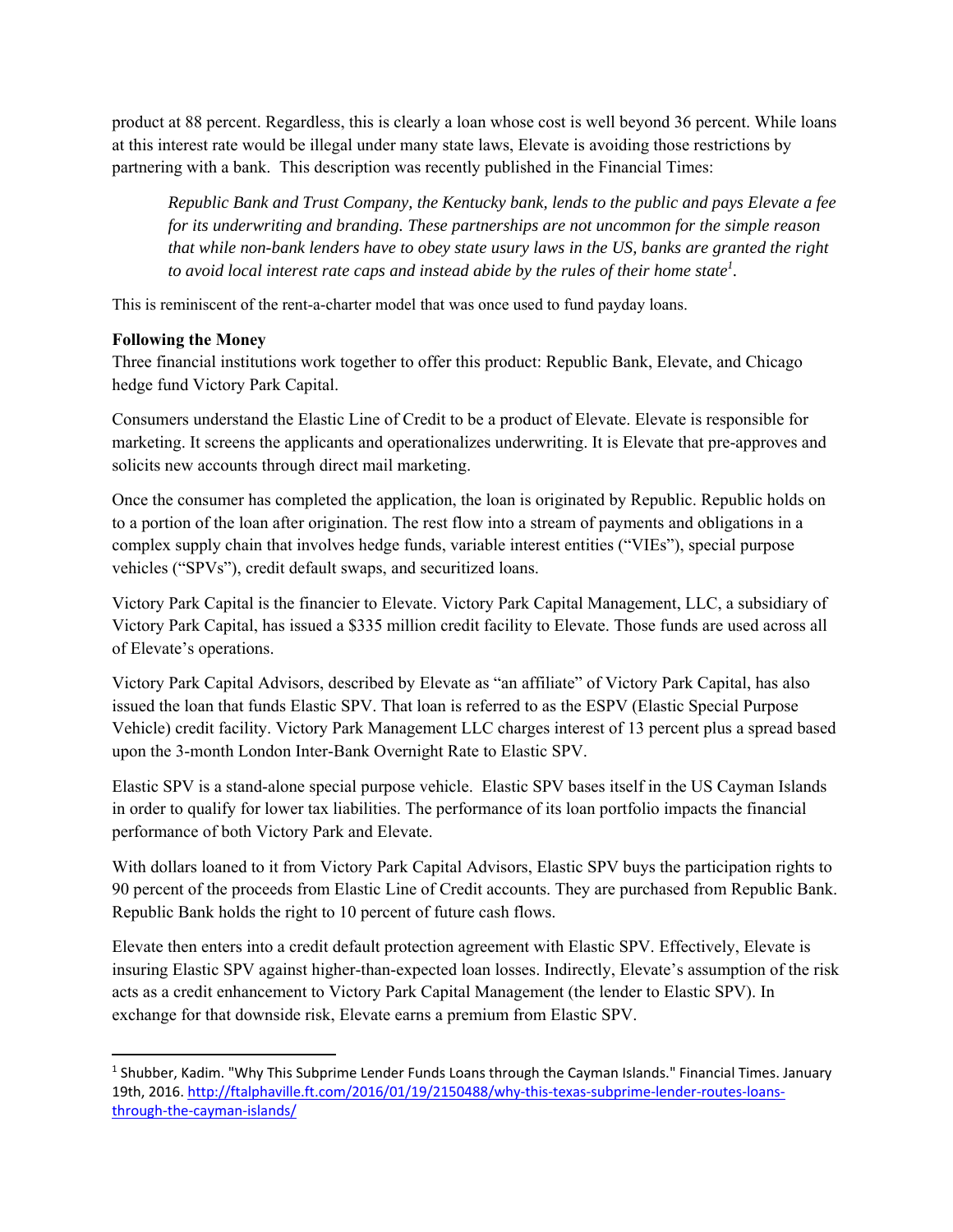product at 88 percent. Regardless, this is clearly a loan whose cost is well beyond 36 percent. While loans at this interest rate would be illegal under many state laws, Elevate is avoiding those restrictions by partnering with a bank. This description was recently published in the Financial Times:

> *Republic Bank and Trust Company, the Kentucky bank, lends to the public and pays Elevate a fee for its underwriting and branding. These partnerships are not uncommon for the simple reason that while non-bank lenders have to obey state usury laws in the US, banks are granted the right to avoid local interest rate caps and instead abide by the rules of their home state*[1].

This is reminiscent of the rent-a-charter model that was once used to fund payday loans.

**Following the Money**

Three financial institutions work together to offer this product: Republic Bank, Elevate, and Chicago hedge fund Victory Park Capital.

Consumers understand the Elastic Line of Credit to be a product of Elevate. Elevate is responsible for marketing. It screens the applicants and operationalizes underwriting. It is Elevate that pre-approves and solicits new accounts through direct mail marketing.

Once the consumer has completed the application, the loan is originated by Republic. Republic holds on to a portion of the loan after origination. The rest flow into a stream of payments and obligations in a complex supply chain that involves hedge funds, variable interest entities ("VIEs"), special purpose vehicles ("SPVs"), credit default swaps, and securitized loans.

Victory Park Capital is the financier to Elevate. Victory Park Capital Management, LLC, a subsidiary of Victory Park Capital, has issued a $335 million credit facility to Elevate. Those funds are used across all of Elevate's operations.

Victory Park Capital Advisors, described by Elevate as "an affiliate" of Victory Park Capital, has also issued the loan that funds Elastic SPV. That loan is referred to as the ESPV (Elastic Special Purpose Vehicle) credit facility. Victory Park Management LLC charges interest of 13 percent plus a spread based upon the 3-month London Inter-Bank Overnight Rate to Elastic SPV.

Elastic SPV is a stand-alone special purpose vehicle. Elastic SPV bases itself in the US Cayman Islands in order to qualify for lower tax liabilities. The performance of its loan portfolio impacts the financial performance of both Victory Park and Elevate.

With dollars loaned to it from Victory Park Capital Advisors, Elastic SPV buys the participation rights to 90 percent of the proceeds from Elastic Line of Credit accounts. They are purchased from Republic Bank. Republic Bank holds the right to 10 percent of future cash flows.

Elevate then enters into a credit default protection agreement with Elastic SPV. Effectively, Elevate is insuring Elastic SPV against higher-than-expected loan losses. Indirectly, Elevate's assumption of the risk acts as a credit enhancement to Victory Park Capital Management (the lender to Elastic SPV). In exchange for that downside risk, Elevate earns a premium from Elastic SPV.

---

[1] Shubber, Kadim. "Why This Subprime Lender Funds Loans through the Cayman Islands." Financial Times. January 19th, 2016. http://ftalphaville.ft.com/2016/01/19/2150488/why-this-texas-subprime-lender-routes-loans-through-the-cayman-islands/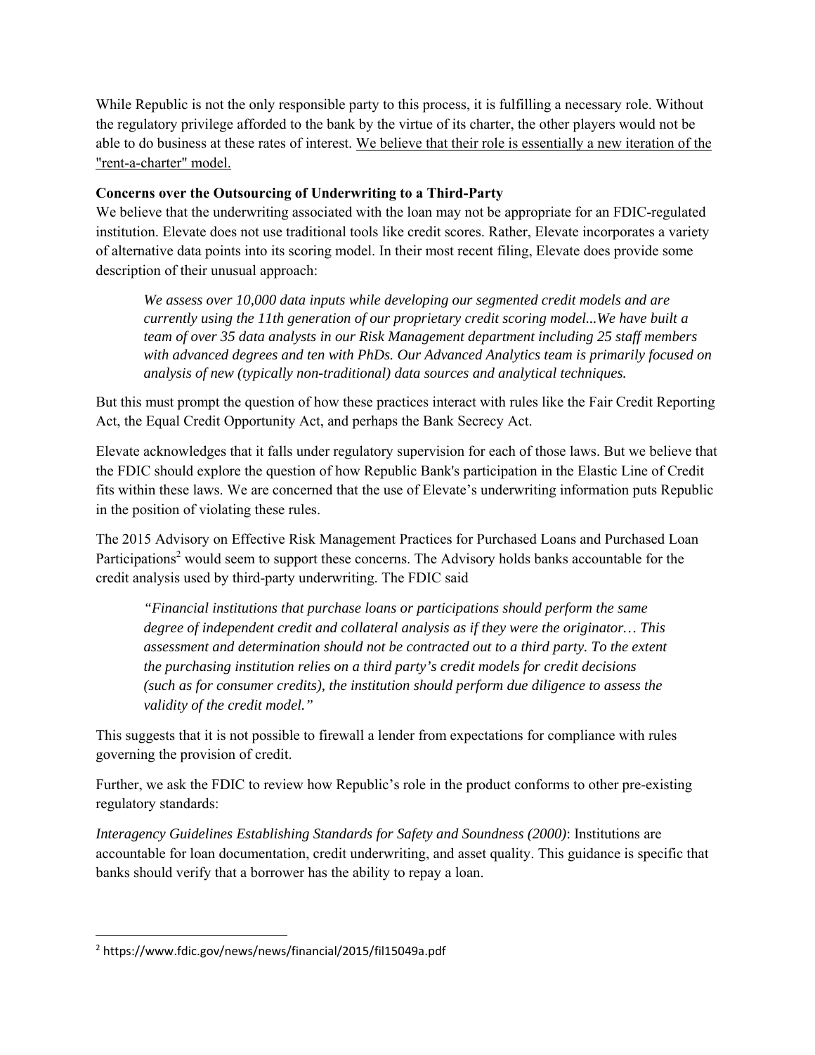While Republic is not the only responsible party to this process, it is fulfilling a necessary role. Without the regulatory privilege afforded to the bank by the virtue of its charter, the other players would not be able to do business at these rates of interest. <u>We believe that their role is essentially a new iteration of the "rent-a-charter" model.</u>

**Concerns over the Outsourcing of Underwriting to a Third-Party**

We believe that the underwriting associated with the loan may not be appropriate for an FDIC-regulated institution. Elevate does not use traditional tools like credit scores. Rather, Elevate incorporates a variety of alternative data points into its scoring model. In their most recent filing, Elevate does provide some description of their unusual approach:

> *We assess over 10,000 data inputs while developing our segmented credit models and are currently using the 11th generation of our proprietary credit scoring model...We have built a team of over 35 data analysts in our Risk Management department including 25 staff members with advanced degrees and ten with PhDs. Our Advanced Analytics team is primarily focused on analysis of new (typically non-traditional) data sources and analytical techniques.*

But this must prompt the question of how these practices interact with rules like the Fair Credit Reporting Act, the Equal Credit Opportunity Act, and perhaps the Bank Secrecy Act.

Elevate acknowledges that it falls under regulatory supervision for each of those laws. But we believe that the FDIC should explore the question of how Republic Bank's participation in the Elastic Line of Credit fits within these laws. We are concerned that the use of Elevate's underwriting information puts Republic in the position of violating these rules.

The 2015 Advisory on Effective Risk Management Practices for Purchased Loans and Purchased Loan Participations[2] would seem to support these concerns. The Advisory holds banks accountable for the credit analysis used by third-party underwriting. The FDIC said

> *"Financial institutions that purchase loans or participations should perform the same degree of independent credit and collateral analysis as if they were the originator… This assessment and determination should not be contracted out to a third party. To the extent the purchasing institution relies on a third party's credit models for credit decisions (such as for consumer credits), the institution should perform due diligence to assess the validity of the credit model."*

This suggests that it is not possible to firewall a lender from expectations for compliance with rules governing the provision of credit.

Further, we ask the FDIC to review how Republic's role in the product conforms to other pre-existing regulatory standards:

*Interagency Guidelines Establishing Standards for Safety and Soundness (2000)*: Institutions are accountable for loan documentation, credit underwriting, and asset quality. This guidance is specific that banks should verify that a borrower has the ability to repay a loan.

---

[2] https://www.fdic.gov/news/news/financial/2015/fil15049a.pdf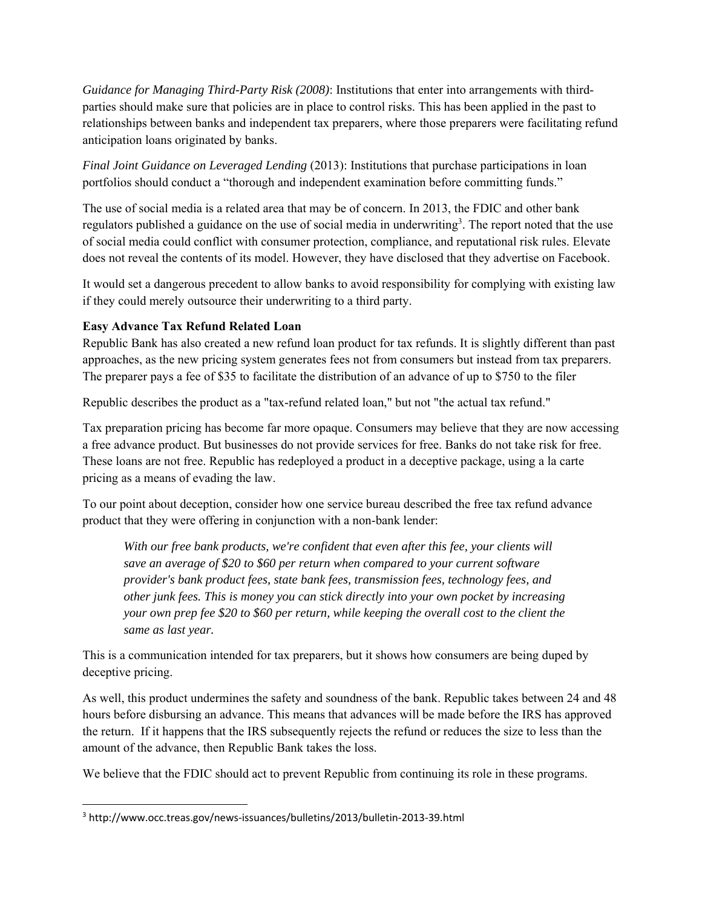*Guidance for Managing Third-Party Risk (2008)*: Institutions that enter into arrangements with third-parties should make sure that policies are in place to control risks. This has been applied in the past to relationships between banks and independent tax preparers, where those preparers were facilitating refund anticipation loans originated by banks.

*Final Joint Guidance on Leveraged Lending* (2013): Institutions that purchase participations in loan portfolios should conduct a "thorough and independent examination before committing funds."

The use of social media is a related area that may be of concern. In 2013, the FDIC and other bank regulators published a guidance on the use of social media in underwriting[3]. The report noted that the use of social media could conflict with consumer protection, compliance, and reputational risk rules. Elevate does not reveal the contents of its model. However, they have disclosed that they advertise on Facebook.

It would set a dangerous precedent to allow banks to avoid responsibility for complying with existing law if they could merely outsource their underwriting to a third party.

**Easy Advance Tax Refund Related Loan**

Republic Bank has also created a new refund loan product for tax refunds. It is slightly different than past approaches, as the new pricing system generates fees not from consumers but instead from tax preparers. The preparer pays a fee of $35 to facilitate the distribution of an advance of up to $750 to the filer

Republic describes the product as a "tax-refund related loan," but not "the actual tax refund."

Tax preparation pricing has become far more opaque. Consumers may believe that they are now accessing a free advance product. But businesses do not provide services for free. Banks do not take risk for free. These loans are not free. Republic has redeployed a product in a deceptive package, using a la carte pricing as a means of evading the law.

To our point about deception, consider how one service bureau described the free tax refund advance product that they were offering in conjunction with a non-bank lender:

> *With our free bank products, we're confident that even after this fee, your clients will save an average of $20 to $60 per return when compared to your current software provider's bank product fees, state bank fees, transmission fees, technology fees, and other junk fees. This is money you can stick directly into your own pocket by increasing your own prep fee $20 to $60 per return, while keeping the overall cost to the client the same as last year.*

This is a communication intended for tax preparers, but it shows how consumers are being duped by deceptive pricing.

As well, this product undermines the safety and soundness of the bank. Republic takes between 24 and 48 hours before disbursing an advance. This means that advances will be made before the IRS has approved the return. If it happens that the IRS subsequently rejects the refund or reduces the size to less than the amount of the advance, then Republic Bank takes the loss.

We believe that the FDIC should act to prevent Republic from continuing its role in these programs.

---

[3] http://www.occ.treas.gov/news-issuances/bulletins/2013/bulletin-2013-39.html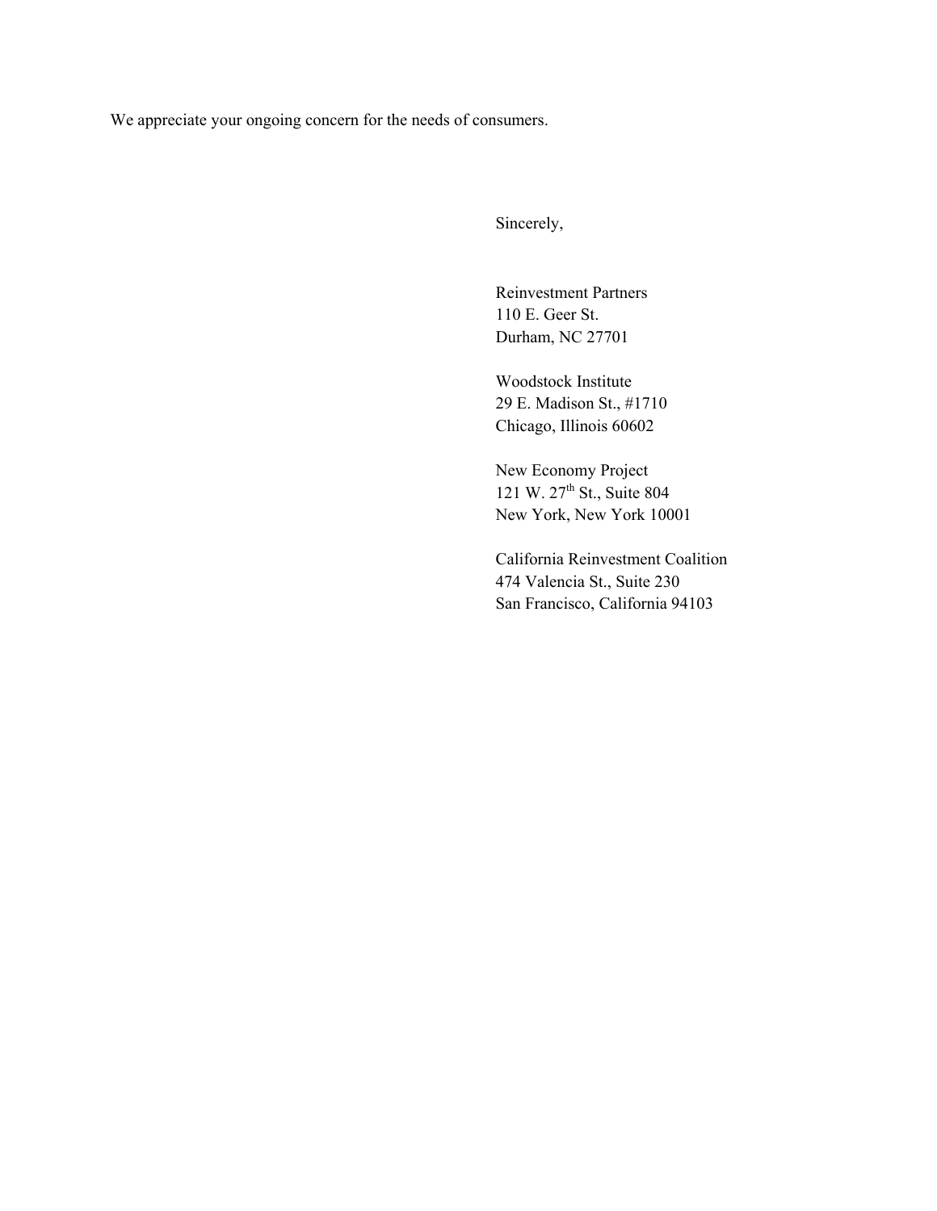We appreciate your ongoing concern for the needs of consumers.

Sincerely,

Reinvestment Partners
110 E. Geer St.
Durham, NC 27701

Woodstock Institute
29 E. Madison St., #1710
Chicago, Illinois 60602

New Economy Project
121 W. 27th St., Suite 804
New York, New York 10001

California Reinvestment Coalition
474 Valencia St., Suite 230
San Francisco, California 94103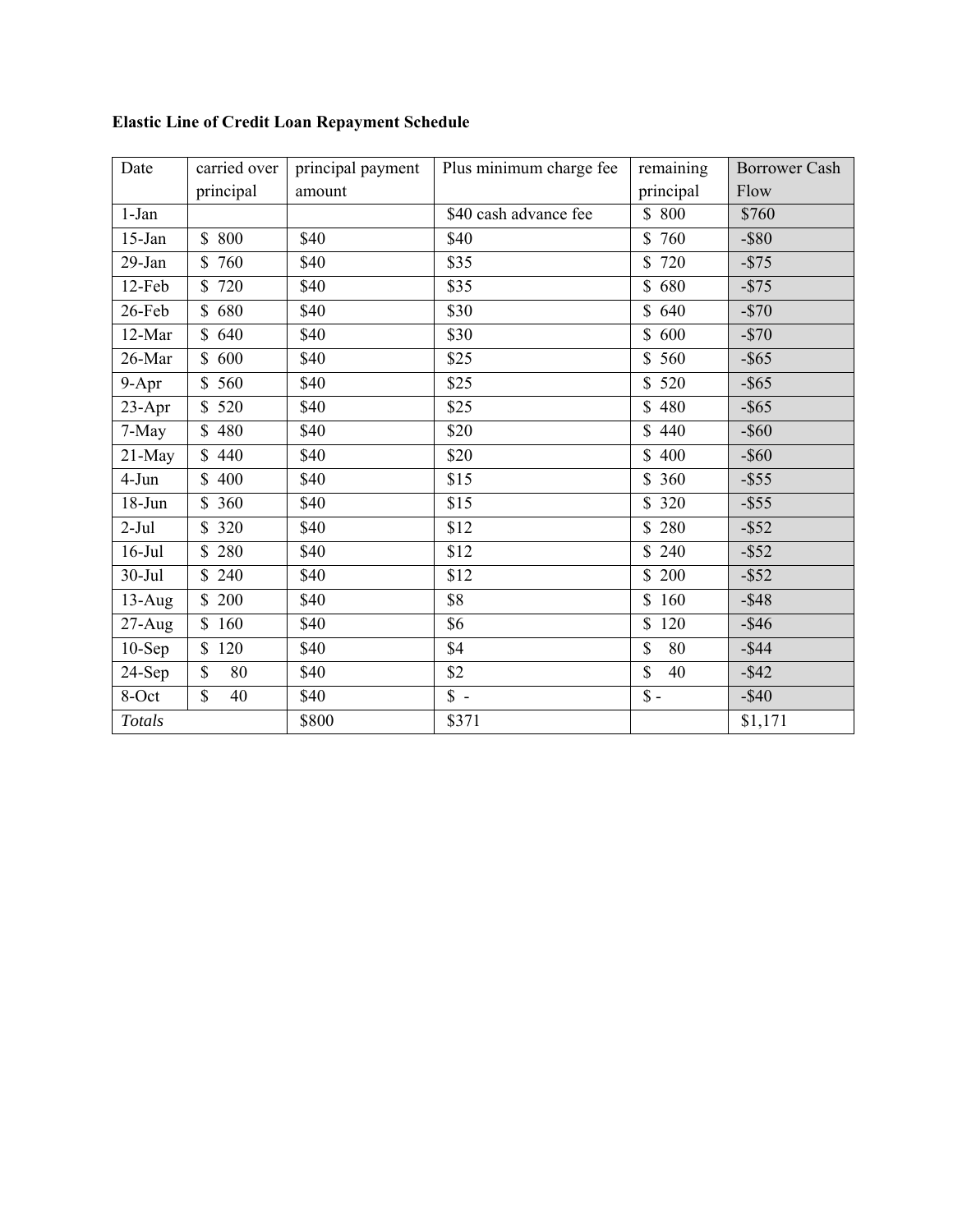**Elastic Line of Credit Loan Repayment Schedule**

| Date | carried over principal | principal payment amount | Plus minimum charge fee | remaining principal | Borrower Cash Flow |
|---|---|---|---|---|---|
| 1-Jan | | | $40 cash advance fee | $ 800 | $760 |
| 15-Jan | $ 800 | $40 | $40 | $ 760 | -$80 |
| 29-Jan | $ 760 | $40 | $35 | $ 720 | -$75 |
| 12-Feb | $ 720 | $40 | $35 | $ 680 | -$75 |
| 26-Feb | $ 680 | $40 | $30 | $ 640 | -$70 |
| 12-Mar | $ 640 | $40 | $30 | $ 600 | -$70 |
| 26-Mar | $ 600 | $40 | $25 | $ 560 | -$65 |
| 9-Apr | $ 560 | $40 | $25 | $ 520 | -$65 |
| 23-Apr | $ 520 | $40 | $25 | $ 480 | -$65 |
| 7-May | $ 480 | $40 | $20 | $ 440 | -$60 |
| 21-May | $ 440 | $40 | $20 | $ 400 | -$60 |
| 4-Jun | $ 400 | $40 | $15 | $ 360 | -$55 |
| 18-Jun | $ 360 | $40 | $15 | $ 320 | -$55 |
| 2-Jul | $ 320 | $40 | $12 | $ 280 | -$52 |
| 16-Jul | $ 280 | $40 | $12 | $ 240 | -$52 |
| 30-Jul | $ 240 | $40 | $12 | $ 200 | -$52 |
| 13-Aug | $ 200 | $40 | $8 | $ 160 | -$48 |
| 27-Aug | $ 160 | $40 | $6 | $ 120 | -$46 |
| 10-Sep | $ 120 | $40 | $4 | $ 80 | -$44 |
| 24-Sep | $ 80 | $40 | $2 | $ 40 | -$42 |
| 8-Oct | $ 40 | $40 | $ - | $ - | -$40 |
| *Totals* | | $800 | $371 | | $1,171 |